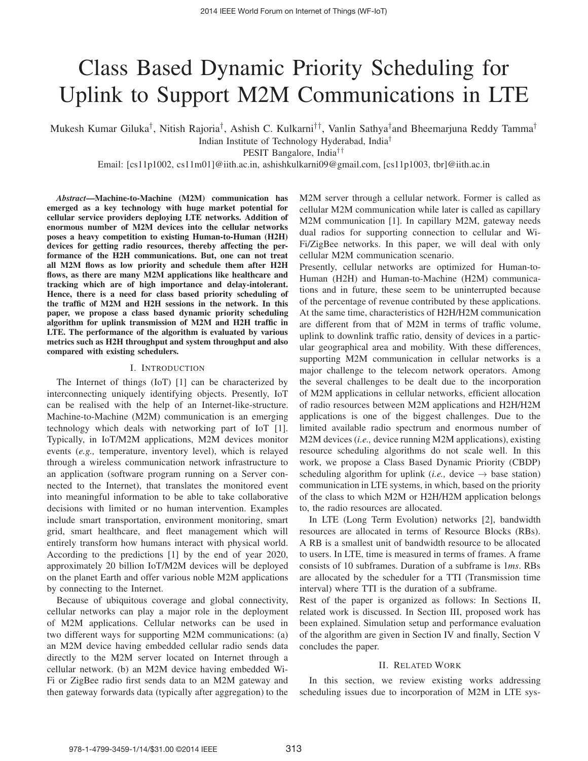# Class Based Dynamic Priority Scheduling for Uplink to Support M2M Communications in LTE

Mukesh Kumar Giluka[†], Nitish Rajoria[†], Ashish C. Kulkarni[††], Vanlin Sathya[†] and Bheemarjuna Reddy Tamma[†]

Indian Institute of Technology Hyderabad, India[†]

PESIT Bangalore, India[††]

Email: [cs11p1002, cs11m01]@iith.ac.in, ashishkulkarni09@gmail.com, [cs11p1003, tbr]@iith.ac.in

***Abstract*—Machine-to-Machine (M2M) communication has emerged as a key technology with huge market potential for cellular service providers deploying LTE networks. Addition of enormous number of M2M devices into the cellular networks poses a heavy competition to existing Human-to-Human (H2H) devices for getting radio resources, thereby affecting the performance of the H2H communications. But, one can not treat all M2M flows as low priority and schedule them after H2H flows, as there are many M2M applications like healthcare and tracking which are of high importance and delay-intolerant. Hence, there is a need for class based priority scheduling of the traffic of M2M and H2H sessions in the network. In this paper, we propose a class based dynamic priority scheduling algorithm for uplink transmission of M2M and H2H traffic in LTE. The performance of the algorithm is evaluated by various metrics such as H2H throughput and system throughput and also compared with existing schedulers.**

## I. Introduction

The Internet of things (IoT) [1] can be characterized by interconnecting uniquely identifying objects. Presently, IoT can be realised with the help of an Internet-like-structure. Machine-to-Machine (M2M) communication is an emerging technology which deals with networking part of IoT [1]. Typically, in IoT/M2M applications, M2M devices monitor events (*e.g.,* temperature, inventory level), which is relayed through a wireless communication network infrastructure to an application (software program running on a Server connected to the Internet), that translates the monitored event into meaningful information to be able to take collaborative decisions with limited or no human intervention. Examples include smart transportation, environment monitoring, smart grid, smart healthcare, and fleet management which will entirely transform how humans interact with physical world. According to the predictions [1] by the end of year 2020, approximately 20 billion IoT/M2M devices will be deployed on the planet Earth and offer various noble M2M applications by connecting to the Internet.

Because of ubiquitous coverage and global connectivity, cellular networks can play a major role in the deployment of M2M applications. Cellular networks can be used in two different ways for supporting M2M communications: (a) an M2M device having embedded cellular radio sends data directly to the M2M server located on Internet through a cellular network. (b) an M2M device having embedded Wi-Fi or ZigBee radio first sends data to an M2M gateway and then gateway forwards data (typically after aggregation) to the M2M server through a cellular network. Former is called as cellular M2M communication while later is called as capillary M2M communication [1]. In capillary M2M, gateway needs dual radios for supporting connection to cellular and Wi-Fi/ZigBee networks. In this paper, we will deal with only cellular M2M communication scenario.

Presently, cellular networks are optimized for Human-to-Human (H2H) and Human-to-Machine (H2M) communications and in future, these seem to be uninterrupted because of the percentage of revenue contributed by these applications. At the same time, characteristics of H2H/H2M communication are different from that of M2M in terms of traffic volume, uplink to downlink traffic ratio, density of devices in a particular geographical area and mobility. With these differences, supporting M2M communication in cellular networks is a major challenge to the telecom network operators. Among the several challenges to be dealt due to the incorporation of M2M applications in cellular networks, efficient allocation of radio resources between M2M applications and H2H/H2M applications is one of the biggest challenges. Due to the limited available radio spectrum and enormous number of M2M devices (*i.e.,* device running M2M applications), existing resource scheduling algorithms do not scale well. In this work, we propose a Class Based Dynamic Priority (CBDP) scheduling algorithm for uplink (*i.e.,* device → base station) communication in LTE systems, in which, based on the priority of the class to which M2M or H2H/H2M application belongs to, the radio resources are allocated.

In LTE (Long Term Evolution) networks [2], bandwidth resources are allocated in terms of Resource Blocks (RBs). A RB is a smallest unit of bandwidth resource to be allocated to users. In LTE, time is measured in terms of frames. A frame consists of 10 subframes. Duration of a subframe is 1*ms*. RBs are allocated by the scheduler for a TTI (Transmission time interval) where TTI is the duration of a subframe.

Rest of the paper is organized as follows: In Sections II, related work is discussed. In Section III, proposed work has been explained. Simulation setup and performance evaluation of the algorithm are given in Section IV and finally, Section V concludes the paper.

## II. Related Work

In this section, we review existing works addressing scheduling issues due to incorporation of M2M in LTE sys-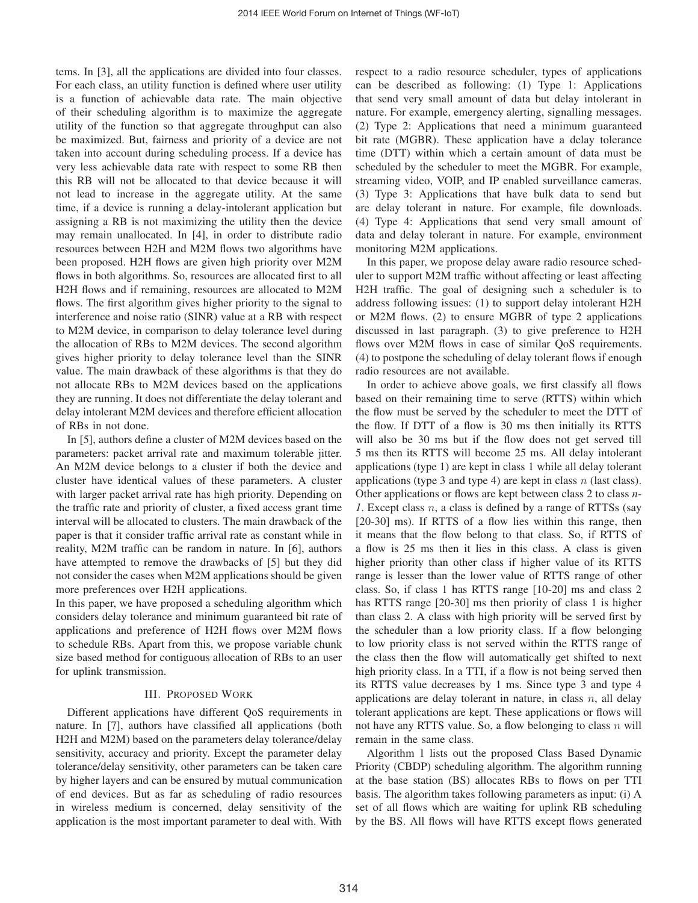tems. In [3], all the applications are divided into four classes. For each class, an utility function is defined where user utility is a function of achievable data rate. The main objective of their scheduling algorithm is to maximize the aggregate utility of the function so that aggregate throughput can also be maximized. But, fairness and priority of a device are not taken into account during scheduling process. If a device has very less achievable data rate with respect to some RB then this RB will not be allocated to that device because it will not lead to increase in the aggregate utility. At the same time, if a device is running a delay-intolerant application but assigning a RB is not maximizing the utility then the device may remain unallocated. In [4], in order to distribute radio resources between H2H and M2M flows two algorithms have been proposed. H2H flows are given high priority over M2M flows in both algorithms. So, resources are allocated first to all H2H flows and if remaining, resources are allocated to M2M flows. The first algorithm gives higher priority to the signal to interference and noise ratio (SINR) value at a RB with respect to M2M device, in comparison to delay tolerance level during the allocation of RBs to M2M devices. The second algorithm gives higher priority to delay tolerance level than the SINR value. The main drawback of these algorithms is that they do not allocate RBs to M2M devices based on the applications they are running. It does not differentiate the delay tolerant and delay intolerant M2M devices and therefore efficient allocation of RBs in not done.

In [5], authors define a cluster of M2M devices based on the parameters: packet arrival rate and maximum tolerable jitter. An M2M device belongs to a cluster if both the device and cluster have identical values of these parameters. A cluster with larger packet arrival rate has high priority. Depending on the traffic rate and priority of cluster, a fixed access grant time interval will be allocated to clusters. The main drawback of the paper is that it consider traffic arrival rate as constant while in reality, M2M traffic can be random in nature. In [6], authors have attempted to remove the drawbacks of [5] but they did not consider the cases when M2M applications should be given more preferences over H2H applications.

In this paper, we have proposed a scheduling algorithm which considers delay tolerance and minimum guaranteed bit rate of applications and preference of H2H flows over M2M flows to schedule RBs. Apart from this, we propose variable chunk size based method for contiguous allocation of RBs to an user for uplink transmission.

## III. Proposed Work

Different applications have different QoS requirements in nature. In [7], authors have classified all applications (both H2H and M2M) based on the parameters delay tolerance/delay sensitivity, accuracy and priority. Except the parameter delay tolerance/delay sensitivity, other parameters can be taken care by higher layers and can be ensured by mutual communication of end devices. But as far as scheduling of radio resources in wireless medium is concerned, delay sensitivity of the application is the most important parameter to deal with. With respect to a radio resource scheduler, types of applications can be described as following: (1) Type 1: Applications that send very small amount of data but delay intolerant in nature. For example, emergency alerting, signalling messages. (2) Type 2: Applications that need a minimum guaranteed bit rate (MGBR). These application have a delay tolerance time (DTT) within which a certain amount of data must be scheduled by the scheduler to meet the MGBR. For example, streaming video, VOIP, and IP enabled surveillance cameras. (3) Type 3: Applications that have bulk data to send but are delay tolerant in nature. For example, file downloads. (4) Type 4: Applications that send very small amount of data and delay tolerant in nature. For example, environment monitoring M2M applications.

In this paper, we propose delay aware radio resource scheduler to support M2M traffic without affecting or least affecting H2H traffic. The goal of designing such a scheduler is to address following issues: (1) to support delay intolerant H2H or M2M flows. (2) to ensure MGBR of type 2 applications discussed in last paragraph. (3) to give preference to H2H flows over M2M flows in case of similar QoS requirements. (4) to postpone the scheduling of delay tolerant flows if enough radio resources are not available.

In order to achieve above goals, we first classify all flows based on their remaining time to serve (RTTS) within which the flow must be served by the scheduler to meet the DTT of the flow. If DTT of a flow is 30 ms then initially its RTTS will also be 30 ms but if the flow does not get served till 5 ms then its RTTS will become 25 ms. All delay intolerant applications (type 1) are kept in class 1 while all delay tolerant applications (type 3 and type 4) are kept in class $n$ (last class). Other applications or flows are kept between class 2 to class *n-1*. Except class $n$, a class is defined by a range of RTTSs (say [20-30] ms). If RTTS of a flow lies within this range, then it means that the flow belong to that class. So, if RTTS of a flow is 25 ms then it lies in this class. A class is given higher priority than other class if higher value of its RTTS range is lesser than the lower value of RTTS range of other class. So, if class 1 has RTTS range [10-20] ms and class 2 has RTTS range [20-30] ms then priority of class 1 is higher than class 2. A class with high priority will be served first by the scheduler than a low priority class. If a flow belonging to low priority class is not served within the RTTS range of the class then the flow will automatically get shifted to next high priority class. In a TTI, if a flow is not being served then its RTTS value decreases by 1 ms. Since type 3 and type 4 applications are delay tolerant in nature, in class $n$, all delay tolerant applications are kept. These applications or flows will not have any RTTS value. So, a flow belonging to class $n$ will remain in the same class.

Algorithm 1 lists out the proposed Class Based Dynamic Priority (CBDP) scheduling algorithm. The algorithm running at the base station (BS) allocates RBs to flows on per TTI basis. The algorithm takes following parameters as input: (i) A set of all flows which are waiting for uplink RB scheduling by the BS. All flows will have RTTS except flows generated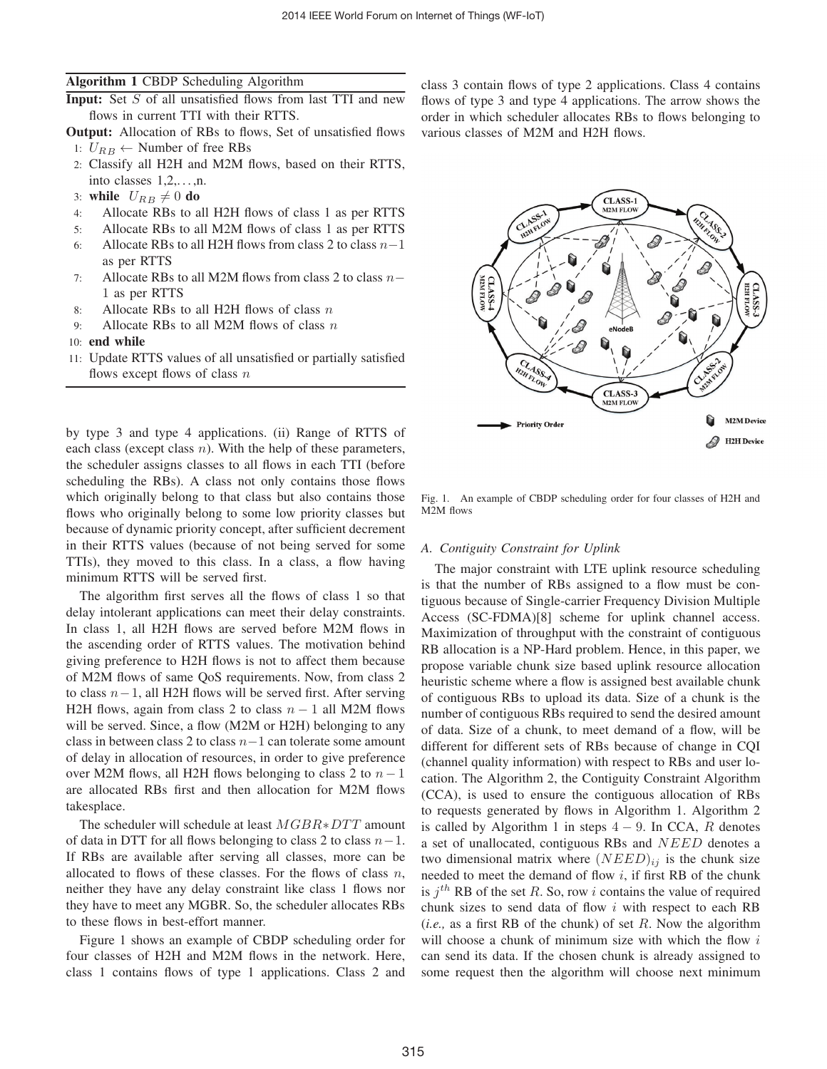**Algorithm 1** CBDP Scheduling Algorithm

**Input:** Set $S$ of all unsatisfied flows from last TTI and new flows in current TTI with their RTTS.

**Output:** Allocation of RBs to flows, Set of unsatisfied flows

1: $U_{RB} \leftarrow$ Number of free RBs
2: Classify all H2H and M2M flows, based on their RTTS, into classes 1,2,...,n.
3: **while** $U_{RB} \neq 0$ **do**
4: Allocate RBs to all H2H flows of class 1 as per RTTS
5: Allocate RBs to all M2M flows of class 1 as per RTTS
6: Allocate RBs to all H2H flows from class 2 to class $n-1$ as per RTTS
7: Allocate RBs to all M2M flows from class 2 to class $n-1$ as per RTTS
8: Allocate RBs to all H2H flows of class $n$
9: Allocate RBs to all M2M flows of class $n$
10: **end while**
11: Update RTTS values of all unsatisfied or partially satisfied flows except flows of class $n$

by type 3 and type 4 applications. (ii) Range of RTTS of each class (except class $n$). With the help of these parameters, the scheduler assigns classes to all flows in each TTI (before scheduling the RBs). A class not only contains those flows which originally belong to that class but also contains those flows who originally belong to some low priority classes but because of dynamic priority concept, after sufficient decrement in their RTTS values (because of not being served for some TTIs), they moved to this class. In a class, a flow having minimum RTTS will be served first.

The algorithm first serves all the flows of class 1 so that delay intolerant applications can meet their delay constraints. In class 1, all H2H flows are served before M2M flows in the ascending order of RTTS values. The motivation behind giving preference to H2H flows is not to affect them because of M2M flows of same QoS requirements. Now, from class 2 to class $n-1$, all H2H flows will be served first. After serving H2H flows, again from class 2 to class $n-1$ all M2M flows will be served. Since, a flow (M2M or H2H) belonging to any class in between class 2 to class $n-1$ can tolerate some amount of delay in allocation of resources, in order to give preference over M2M flows, all H2H flows belonging to class 2 to $n-1$ are allocated RBs first and then allocation for M2M flows takesplace.

The scheduler will schedule at least $MGBR*DTT$ amount of data in DTT for all flows belonging to class 2 to class $n-1$. If RBs are available after serving all classes, more can be allocated to flows of these classes. For the flows of class $n$, neither they have any delay constraint like class 1 flows nor they have to meet any MGBR. So, the scheduler allocates RBs to these flows in best-effort manner.

Figure 1 shows an example of CBDP scheduling order for four classes of H2H and M2M flows in the network. Here, class 1 contains flows of type 1 applications. Class 2 and class 3 contain flows of type 2 applications. Class 4 contains flows of type 3 and type 4 applications. The arrow shows the order in which scheduler allocates RBs to flows belonging to various classes of M2M and H2H flows.

Fig. 1. An example of CBDP scheduling order for four classes of H2H and M2M flows

### A. Contiguity Constraint for Uplink

The major constraint with LTE uplink resource scheduling is that the number of RBs assigned to a flow must be contiguous because of Single-carrier Frequency Division Multiple Access (SC-FDMA)[8] scheme for uplink channel access. Maximization of throughput with the constraint of contiguous RB allocation is a NP-Hard problem. Hence, in this paper, we propose variable chunk size based uplink resource allocation heuristic scheme where a flow is assigned best available chunk of contiguous RBs to upload its data. Size of a chunk is the number of contiguous RBs required to send the desired amount of data. Size of a chunk, to meet demand of a flow, will be different for different sets of RBs because of change in CQI (channel quality information) with respect to RBs and user location. The Algorithm 2, the Contiguity Constraint Algorithm (CCA), is used to ensure the contiguous allocation of RBs to requests generated by flows in Algorithm 1. Algorithm 2 is called by Algorithm 1 in steps $4-9$. In CCA, $R$ denotes a set of unallocated, contiguous RBs and $NEED$ denotes a two dimensional matrix where $(NEED)_{ij}$ is the chunk size needed to meet the demand of flow $i$, if first RB of the chunk is $j^{th}$ RB of the set $R$. So, row $i$ contains the value of required chunk sizes to send data of flow $i$ with respect to each RB (*i.e.,* as a first RB of the chunk) of set $R$. Now the algorithm will choose a chunk of minimum size with which the flow $i$ can send its data. If the chosen chunk is already assigned to some request then the algorithm will choose next minimum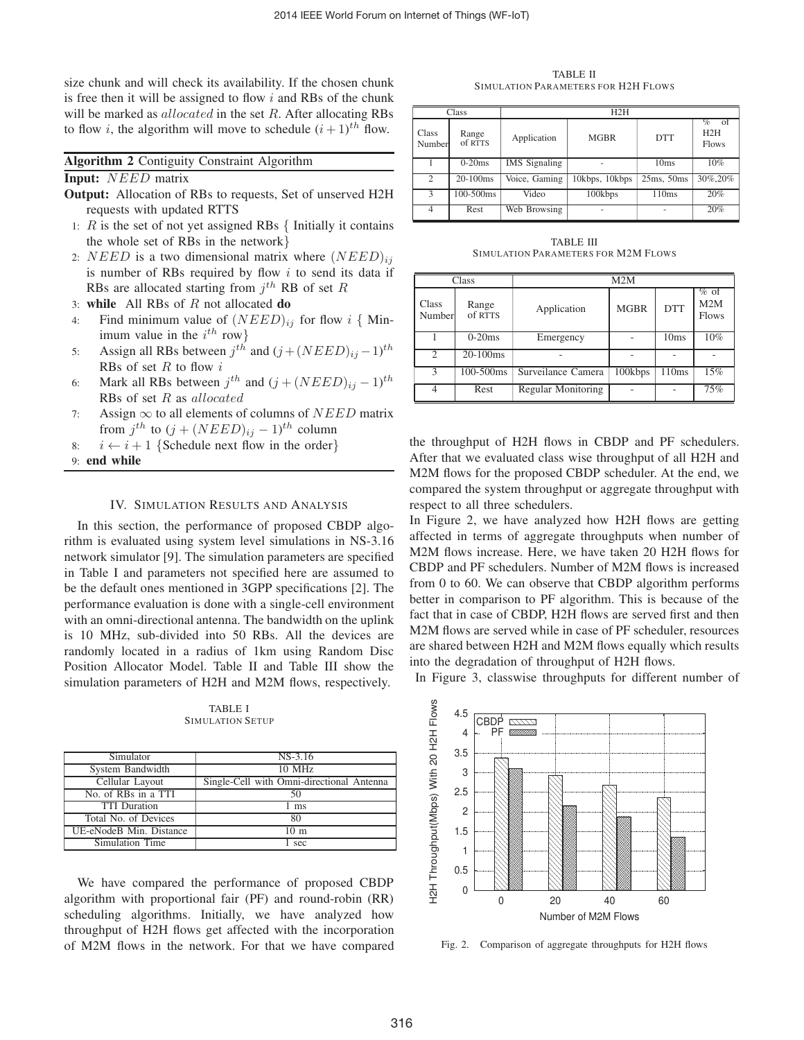size chunk and will check its availability. If the chosen chunk is free then it will be assigned to flow $i$ and RBs of the chunk will be marked as *allocated* in the set $R$. After allocating RBs to flow $i$, the algorithm will move to schedule $(i+1)^{th}$ flow.

**Algorithm 2** Contiguity Constraint Algorithm

**Input:** $NEED$ matrix

**Output:** Allocation of RBs to requests, Set of unserved H2H requests with updated RTTS

1: $R$ is the set of not yet assigned RBs { Initially it contains the whole set of RBs in the network}
2: $NEED$ is a two dimensional matrix where $(NEED)_{ij}$ is number of RBs required by flow $i$ to send its data if RBs are allocated starting from $j^{th}$ RB of set $R$
3: **while** All RBs of $R$ not allocated **do**
4: Find minimum value of $(NEED)_{ij}$ for flow $i$ { Minimum value in the $i^{th}$ row}
5: Assign all RBs between $j^{th}$ and $(j+(NEED)_{ij}-1)^{th}$ RBs of set $R$ to flow $i$
6: Mark all RBs between $j^{th}$ and $(j+(NEED)_{ij}-1)^{th}$ RBs of set $R$ as *allocated*
7: Assign $\infty$ to all elements of columns of $NEED$ matrix from $j^{th}$ to $(j+(NEED)_{ij}-1)^{th}$ column
8: $i \leftarrow i+1$ {Schedule next flow in the order}
9: **end while**

## IV. Simulation Results and Analysis

In this section, the performance of proposed CBDP algorithm is evaluated using system level simulations in NS-3.16 network simulator [9]. The simulation parameters are specified in Table I and parameters not specified here are assumed to be the default ones mentioned in 3GPP specifications [2]. The performance evaluation is done with a single-cell environment with an omni-directional antenna. The bandwidth on the uplink is 10 MHz, sub-divided into 50 RBs. All the devices are randomly located in a radius of 1km using Random Disc Position Allocator Model. Table II and Table III show the simulation parameters of H2H and M2M flows, respectively.

TABLE I
Simulation Setup

| Simulator | NS-3.16 |
|---|---|
| System Bandwidth | 10 MHz |
| Cellular Layout | Single-Cell with Omni-directional Antenna |
| No. of RBs in a TTI | 50 |
| TTI Duration | 1 ms |
| Total No. of Devices | 80 |
| UE-eNodeB Min. Distance | 10 m |
| Simulation Time | 1 sec |

We have compared the performance of proposed CBDP algorithm with proportional fair (PF) and round-robin (RR) scheduling algorithms. Initially, we have analyzed how throughput of H2H flows get affected with the incorporation of M2M flows in the network. For that we have compared the throughput of H2H flows in CBDP and PF schedulers. After that we evaluated class wise throughput of all H2H and M2M flows for the proposed CBDP scheduler. At the end, we compared the system throughput or aggregate throughput with respect to all three schedulers.

In Figure 2, we have analyzed how H2H flows are getting affected in terms of aggregate throughputs when number of M2M flows increase. Here, we have taken 20 H2H flows for CBDP and PF schedulers. Number of M2M flows is increased from 0 to 60. We can observe that CBDP algorithm performs better in comparison to PF algorithm. This is because of the fact that in case of CBDP, H2H flows are served first and then M2M flows are served while in case of PF scheduler, resources are shared between H2H and M2M flows equally which results into the degradation of throughput of H2H flows.

In Figure 3, classwise throughputs for different number of

TABLE II
Simulation Parameters for H2H Flows

| Class | | H2H | | | |
|---|---|---|---|---|---|
| Class Number | Range of RTTS | Application | MGBR | DTT | % of H2H Flows |
| 1 | 0-20ms | IMS Signaling | - | 10ms | 10% |
| 2 | 20-100ms | Voice, Gaming | 10kbps, 10kbps | 25ms, 50ms | 30%,20% |
| 3 | 100-500ms | Video | 100kbps | 110ms | 20% |
| 4 | Rest | Web Browsing | - | - | 20% |

TABLE III
Simulation Parameters for M2M Flows

| Class | | M2M | | | |
|---|---|---|---|---|---|
| Class Number | Range of RTTS | Application | MGBR | DTT | % of M2M Flows |
| 1 | 0-20ms | Emergency | - | 10ms | 10% |
| 2 | 20-100ms | - | - | - | - |
| 3 | 100-500ms | Surveilance Camera | 100kbps | 110ms | 15% |
| 4 | Rest | Regular Monitoring | - | - | 75% |

Fig. 2. Comparison of aggregate throughputs for H2H flows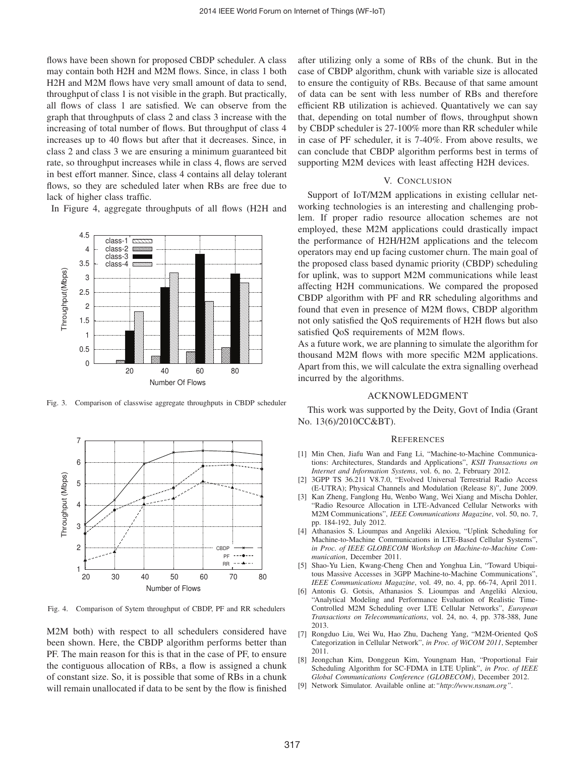flows have been shown for proposed CBDP scheduler. A class may contain both H2H and M2M flows. Since, in class 1 both H2H and M2M flows have very small amount of data to send, throughput of class 1 is not visible in the graph. But practically, all flows of class 1 are satisfied. We can observe from the graph that throughputs of class 2 and class 3 increase with the increasing of total number of flows. But throughput of class 4 increases up to 40 flows but after that it decreases. Since, in class 2 and class 3 we are ensuring a minimum guaranteed bit rate, so throughput increases while in class 4, flows are served in best effort manner. Since, class 4 contains all delay tolerant flows, so they are scheduled later when RBs are free due to lack of higher class traffic.

In Figure 4, aggregate throughputs of all flows (H2H and M2M both) with respect to all schedulers considered have been shown. Here, the CBDP algorithm performs better than PF. The main reason for this is that in the case of PF, to ensure the contiguous allocation of RBs, a flow is assigned a chunk of constant size. So, it is possible that some of RBs in a chunk will remain unallocated if data to be sent by the flow is finished after utilizing only a some of RBs of the chunk. But in the case of CBDP algorithm, chunk with variable size is allocated to ensure the contiguity of RBs. Because of that same amount of data can be sent with less number of RBs and therefore efficient RB utilization is achieved. Quantatively we can say that, depending on total number of flows, throughput shown by CBDP scheduler is 27-100% more than RR scheduler while in case of PF scheduler, it is 7-40%. From above results, we can conclude that CBDP algorithm performs best in terms of supporting M2M devices with least affecting H2H devices.

Throughput(Mbps)
4.5
4
3.5
3
2.5
2
1.5
1
0.5
0
20
40
60
80
Number Of Flows
class-1
class-2
class-3
class-4

Fig. 3. Comparison of classwise aggregate throughputs in CBDP scheduler

Throughput (Mbps)
7
6
5
4
3
2
1
20
30
40
50
60
70
80
Number of Flows
CBDP
PF
RR

Fig. 4. Comparison of Sytem throughput of CBDP, PF and RR schedulers

## V. Conclusion

Support of IoT/M2M applications in existing cellular networking technologies is an interesting and challenging problem. If proper radio resource allocation schemes are not employed, these M2M applications could drastically impact the performance of H2H/H2M applications and the telecom operators may end up facing customer churn. The main goal of the proposed class based dynamic priority (CBDP) scheduling for uplink, was to support M2M communications while least affecting H2H communications. We compared the proposed CBDP algorithm with PF and RR scheduling algorithms and found that even in presence of M2M flows, CBDP algorithm not only satisfied the QoS requirements of H2H flows but also satisfied QoS requirements of M2M flows.

As a future work, we are planning to simulate the algorithm for thousand M2M flows with more specific M2M applications. Apart from this, we will calculate the extra signalling overhead incurred by the algorithms.

## Acknowledgment

This work was supported by the Deity, Govt of India (Grant No. 13(6)/2010CC&BT).

## References

[1] Min Chen, Jiafu Wan and Fang Li, "Machine-to-Machine Communications: Architectures, Standards and Applications", *KSII Transactions on Internet and Information Systems*, vol. 6, no. 2, February 2012.

[2] 3GPP TS 36.211 V8.7.0, "Evolved Universal Terrestrial Radio Access (E-UTRA); Physical Channels and Modulation (Release 8)", June 2009.

[3] Kan Zheng, Fanglong Hu, Wenbo Wang, Wei Xiang and Mischa Dohler, "Radio Resource Allocation in LTE-Advanced Cellular Networks with M2M Communications", *IEEE Communications Magazine*, vol. 50, no. 7, pp. 184-192, July 2012.

[4] Athanasios S. Lioumpas and Angeliki Alexiou, "Uplink Scheduling for Machine-to-Machine Communications in LTE-Based Cellular Systems", *in Proc. of IEEE GLOBECOM Workshop on Machine-to-Machine Communication*, December 2011.

[5] Shao-Yu Lien, Kwang-Cheng Chen and Yonghua Lin, "Toward Ubiquitous Massive Accesses in 3GPP Machine-to-Machine Communications", *IEEE Communications Magazine*, vol. 49, no. 4, pp. 66-74, April 2011.

[6] Antonis G. Gotsis, Athanasios S. Lioumpas and Angeliki Alexiou, "Analytical Modeling and Performance Evaluation of Realistic Time-Controlled M2M Scheduling over LTE Cellular Networks", *European Transactions on Telecommunications*, vol. 24, no. 4, pp. 378-388, June 2013.

[7] Rongduo Liu, Wei Wu, Hao Zhu, Dacheng Yang, "M2M-Oriented QoS Categorization in Cellular Network", *in Proc. of WiCOM 2011*, September 2011.

[8] Jeongchan Kim, Donggeun Kim, Youngnam Han, "Proportional Fair Scheduling Algorithm for SC-FDMA in LTE Uplink", *in Proc. of IEEE Global Communications Conference (GLOBECOM)*, December 2012.

[9] Network Simulator. Available online at:*"http://www.nsnam.org"*.